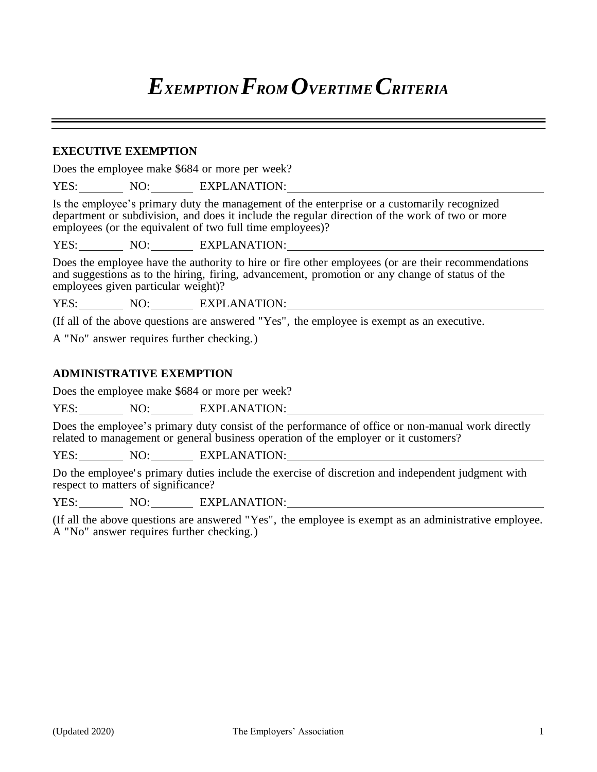# *EXEMPTION FROM OVERTIME CRITERIA*

**EXECUTIVE EXEMPTION**

Does the employee make $684 or more per week?

YES:________ NO:________ EXPLANATION:_____________________________________________

Is the employee's primary duty the management of the enterprise or a customarily recognized department or subdivision, and does it include the regular direction of the work of two or more employees (or the equivalent of two full time employees)?

YES:________ NO:________ EXPLANATION:_____________________________________________

Does the employee have the authority to hire or fire other employees (or are their recommendations and suggestions as to the hiring, firing, advancement, promotion or any change of status of the employees given particular weight)?

YES:________ NO:________ EXPLANATION:_____________________________________________

(If all of the above questions are answered "Yes", the employee is exempt as an executive.

A "No" answer requires further checking.)

**ADMINISTRATIVE EXEMPTION**

Does the employee make $684 or more per week?

YES:________ NO:________ EXPLANATION:_____________________________________________

Does the employee's primary duty consist of the performance of office or non-manual work directly related to management or general business operation of the employer or it customers?

YES:________ NO:________ EXPLANATION:_____________________________________________

Do the employee's primary duties include the exercise of discretion and independent judgment with respect to matters of significance?

YES:________ NO:________ EXPLANATION:_____________________________________________

(If all the above questions are answered "Yes", the employee is exempt as an administrative employee. A "No" answer requires further checking.)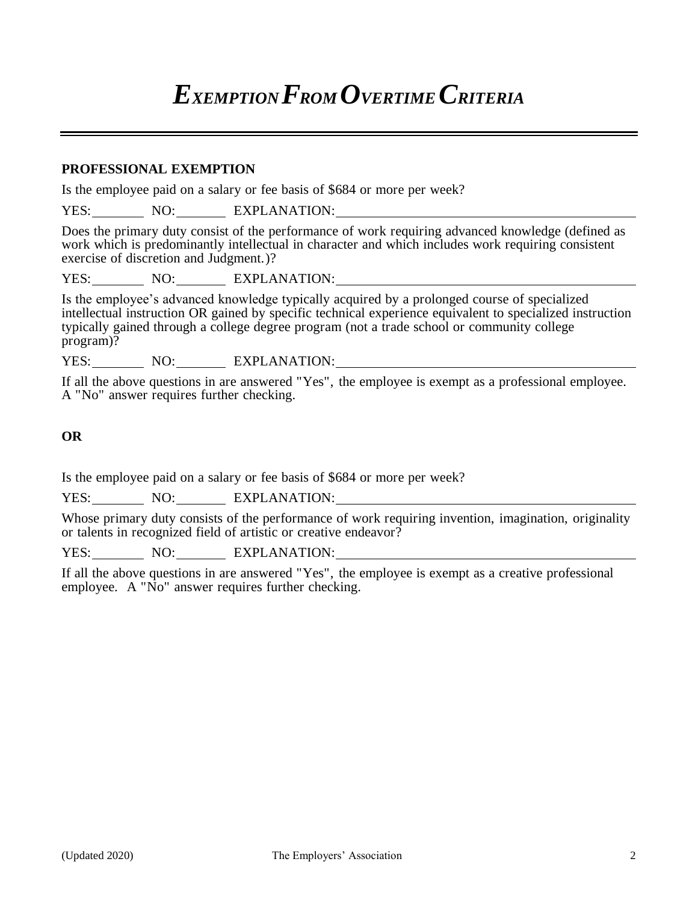# *Exemption From Overtime Criteria*

---

**PROFESSIONAL EXEMPTION**

Is the employee paid on a salary or fee basis of $684 or more per week?

YES:________ NO:________ EXPLANATION:____________________________________________

Does the primary duty consist of the performance of work requiring advanced knowledge (defined as work which is predominantly intellectual in character and which includes work requiring consistent exercise of discretion and Judgment.)?

YES:________ NO:________ EXPLANATION:____________________________________________

Is the employee's advanced knowledge typically acquired by a prolonged course of specialized intellectual instruction OR gained by specific technical experience equivalent to specialized instruction typically gained through a college degree program (not a trade school or community college program)?

YES:________ NO:________ EXPLANATION:____________________________________________

If all the above questions in are answered "Yes", the employee is exempt as a professional employee. A "No" answer requires further checking.

**OR**

Is the employee paid on a salary or fee basis of $684 or more per week?

YES:________ NO:________ EXPLANATION:____________________________________________

Whose primary duty consists of the performance of work requiring invention, imagination, originality or talents in recognized field of artistic or creative endeavor?

YES:________ NO:________ EXPLANATION:____________________________________________

If all the above questions in are answered "Yes", the employee is exempt as a creative professional employee. A "No" answer requires further checking.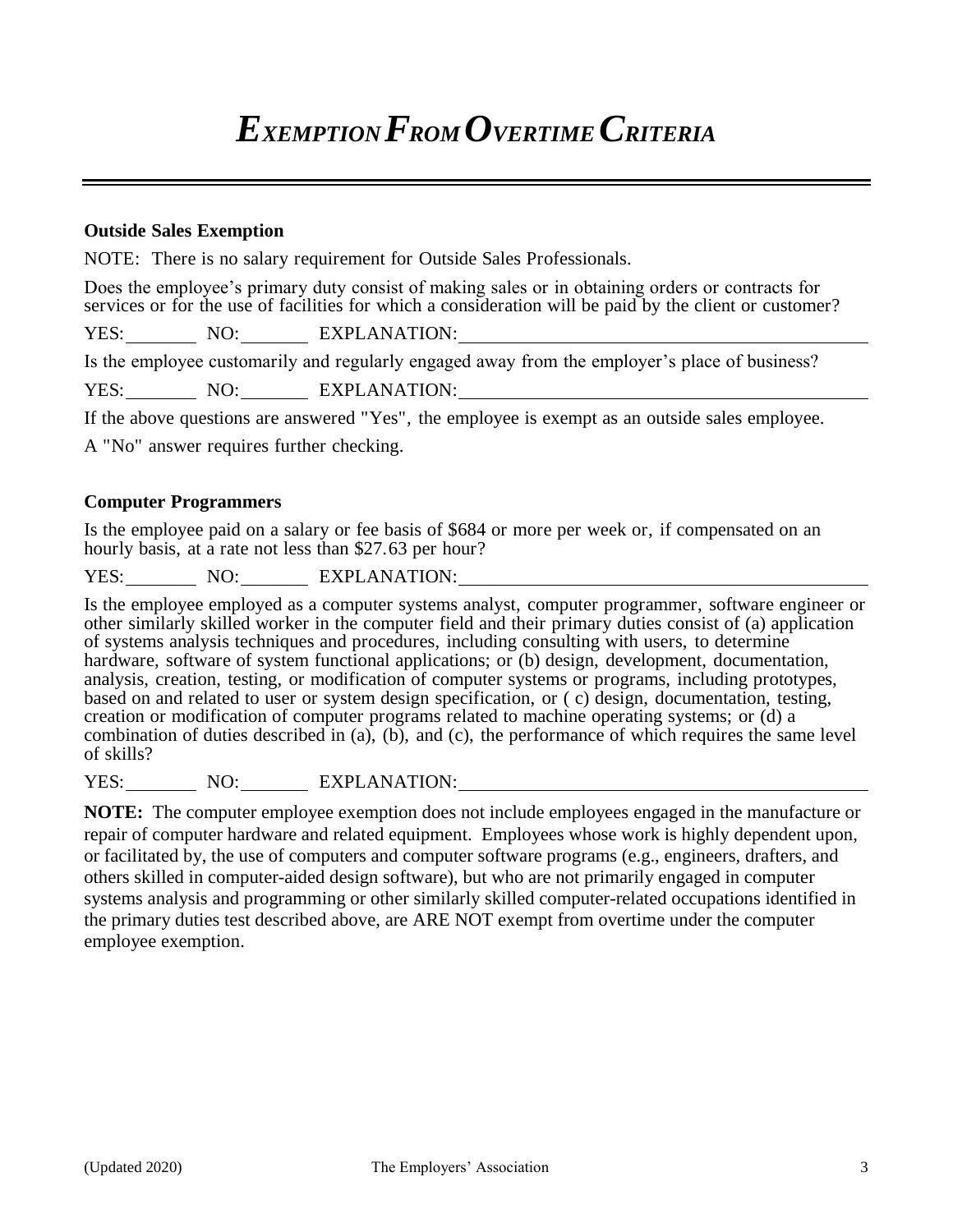# *Exemption From Overtime Criteria*

**Outside Sales Exemption**

NOTE: There is no salary requirement for Outside Sales Professionals.

Does the employee's primary duty consist of making sales or in obtaining orders or contracts for services or for the use of facilities for which a consideration will be paid by the client or customer?

YES:________ NO:________ EXPLANATION:______________________________________________

Is the employee customarily and regularly engaged away from the employer's place of business?

YES:________ NO:________ EXPLANATION:______________________________________________

If the above questions are answered "Yes", the employee is exempt as an outside sales employee.

A "No" answer requires further checking.

**Computer Programmers**

Is the employee paid on a salary or fee basis of $684 or more per week or, if compensated on an hourly basis, at a rate not less than $27.63 per hour?

YES:________ NO:________ EXPLANATION:______________________________________________

Is the employee employed as a computer systems analyst, computer programmer, software engineer or other similarly skilled worker in the computer field and their primary duties consist of (a) application of systems analysis techniques and procedures, including consulting with users, to determine hardware, software of system functional applications; or (b) design, development, documentation, analysis, creation, testing, or modification of computer systems or programs, including prototypes, based on and related to user or system design specification, or ( c) design, documentation, testing, creation or modification of computer programs related to machine operating systems; or (d) a combination of duties described in (a), (b), and (c), the performance of which requires the same level of skills?

YES:________ NO:________ EXPLANATION:______________________________________________

**NOTE:** The computer employee exemption does not include employees engaged in the manufacture or repair of computer hardware and related equipment. Employees whose work is highly dependent upon, or facilitated by, the use of computers and computer software programs (e.g., engineers, drafters, and others skilled in computer-aided design software), but who are not primarily engaged in computer systems analysis and programming or other similarly skilled computer-related occupations identified in the primary duties test described above, are ARE NOT exempt from overtime under the computer employee exemption.